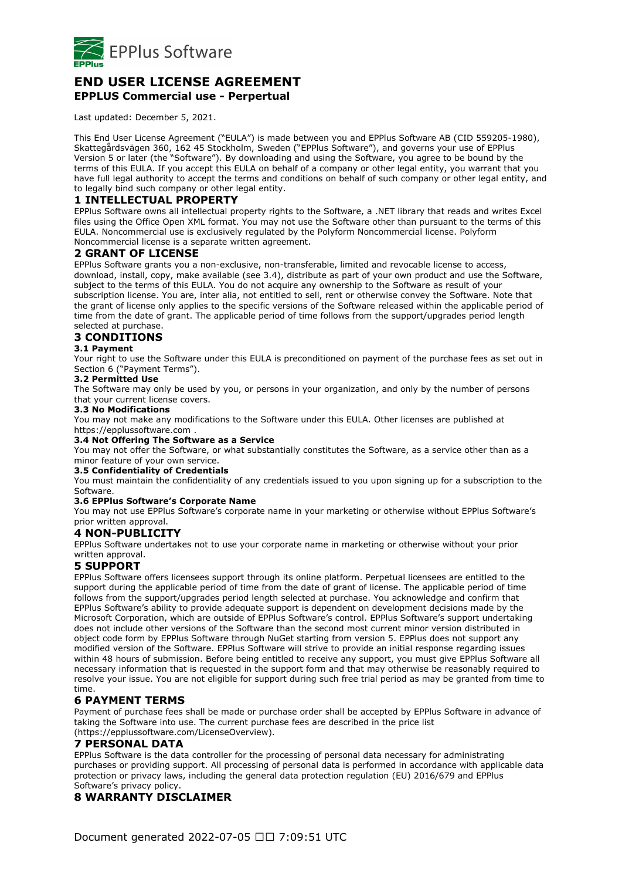EPPlus Software

# END USER LICENSE AGREEMENT

## EPPLUS Commercial use - Perpertual

Last updated: December 5, 2021.

This End User License Agreement ("EULA") is made between you and EPPlus Software AB (CID 559205-1980), Skattegårdsvägen 360, 162 45 Stockholm, Sweden ("EPPlus Software"), and governs your use of EPPlus Version 5 or later (the "Software"). By downloading and using the Software, you agree to be bound by the terms of this EULA. If you accept this EULA on behalf of a company or other legal entity, you warrant that you have full legal authority to accept the terms and conditions on behalf of such company or other legal entity, and to legally bind such company or other legal entity.

## 1 INTELLECTUAL PROPERTY

EPPlus Software owns all intellectual property rights to the Software, a .NET library that reads and writes Excel files using the Office Open XML format. You may not use the Software other than pursuant to the terms of this EULA. Noncommercial use is exclusively regulated by the Polyform Noncommercial license. Polyform Noncommercial license is a separate written agreement.

## 2 GRANT OF LICENSE

EPPlus Software grants you a non-exclusive, non-transferable, limited and revocable license to access, download, install, copy, make available (see 3.4), distribute as part of your own product and use the Software, subject to the terms of this EULA. You do not acquire any ownership to the Software as result of your subscription license. You are, inter alia, not entitled to sell, rent or otherwise convey the Software. Note that the grant of license only applies to the specific versions of the Software released within the applicable period of time from the date of grant. The applicable period of time follows from the support/upgrades period length selected at purchase.

## 3 CONDITIONS

### 3.1 Payment

Your right to use the Software under this EULA is preconditioned on payment of the purchase fees as set out in Section 6 ("Payment Terms").

### 3.2 Permitted Use

The Software may only be used by you, or persons in your organization, and only by the number of persons that your current license covers.

### 3.3 No Modifications

You may not make any modifications to the Software under this EULA. Other licenses are published at https://epplussoftware.com .

### 3.4 Not Offering The Software as a Service

You may not offer the Software, or what substantially constitutes the Software, as a service other than as a minor feature of your own service.

### 3.5 Confidentiality of Credentials

You must maintain the confidentiality of any credentials issued to you upon signing up for a subscription to the Software.

### 3.6 EPPlus Software's Corporate Name

You may not use EPPlus Software's corporate name in your marketing or otherwise without EPPlus Software's prior written approval.

## 4 NON-PUBLICITY

EPPlus Software undertakes not to use your corporate name in marketing or otherwise without your prior written approval.

## 5 SUPPORT

EPPlus Software offers licensees support through its online platform. Perpetual licensees are entitled to the support during the applicable period of time from the date of grant of license. The applicable period of time follows from the support/upgrades period length selected at purchase. You acknowledge and confirm that EPPlus Software's ability to provide adequate support is dependent on development decisions made by the Microsoft Corporation, which are outside of EPPlus Software's control. EPPlus Software's support undertaking does not include other versions of the Software than the second most current minor version distributed in object code form by EPPlus Software through NuGet starting from version 5. EPPlus does not support any modified version of the Software. EPPlus Software will strive to provide an initial response regarding issues within 48 hours of submission. Before being entitled to receive any support, you must give EPPlus Software all necessary information that is requested in the support form and that may otherwise be reasonably required to resolve your issue. You are not eligible for support during such free trial period as may be granted from time to time.

## 6 PAYMENT TERMS

Payment of purchase fees shall be made or purchase order shall be accepted by EPPlus Software in advance of taking the Software into use. The current purchase fees are described in the price list (https://epplussoftware.com/LicenseOverview).

## 7 PERSONAL DATA

EPPlus Software is the data controller for the processing of personal data necessary for administrating purchases or providing support. All processing of personal data is performed in accordance with applicable data protection or privacy laws, including the general data protection regulation (EU) 2016/679 and EPPlus Software's privacy policy.

## 8 WARRANTY DISCLAIMER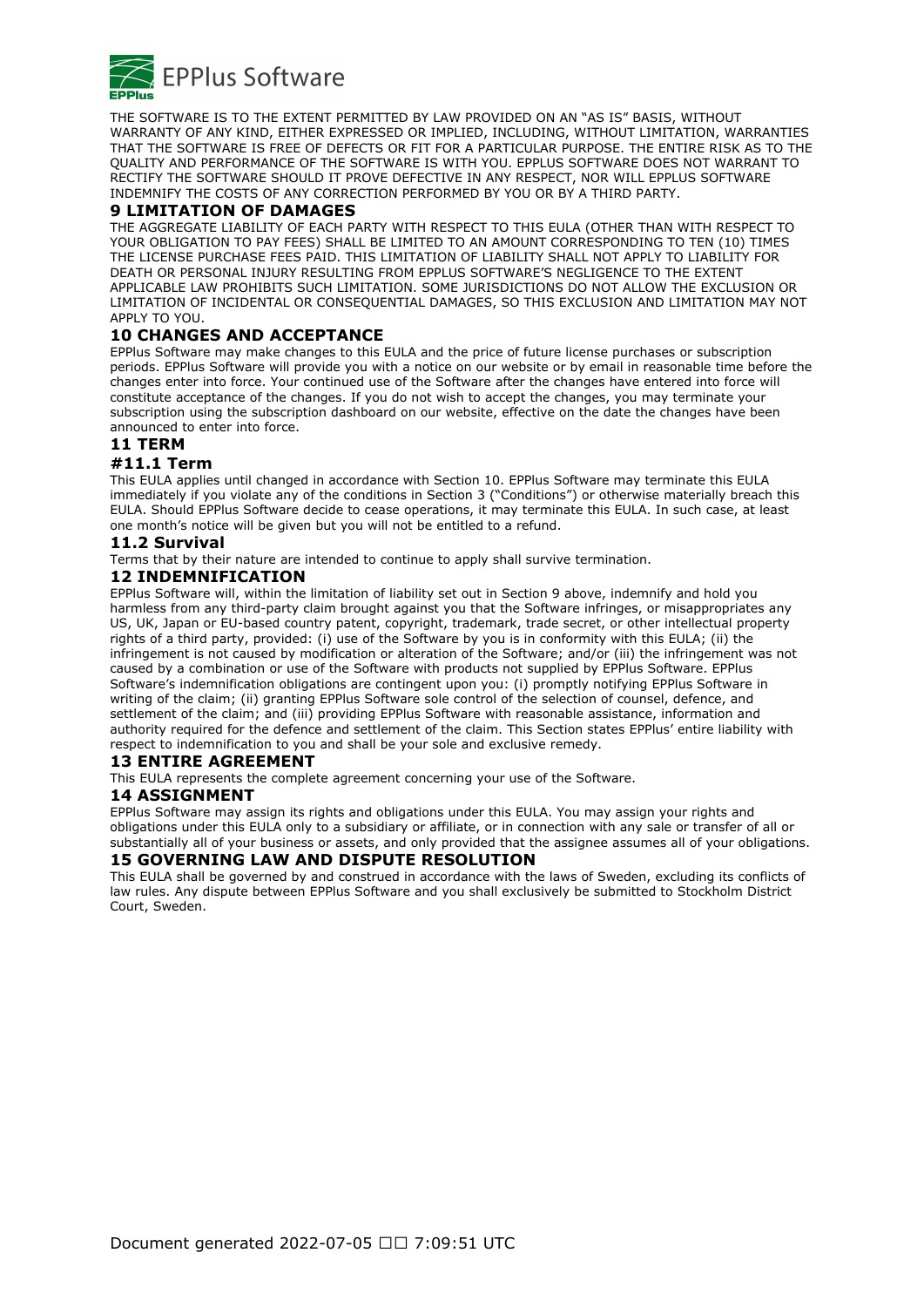THE SOFTWARE IS TO THE EXTENT PERMITTED BY LAW PROVIDED ON AN "AS IS" BASIS, WITHOUT WARRANTY OF ANY KIND, EITHER EXPRESSED OR IMPLIED, INCLUDING, WITHOUT LIMITATION, WARRANTIES THAT THE SOFTWARE IS FREE OF DEFECTS OR FIT FOR A PARTICULAR PURPOSE. THE ENTIRE RISK AS TO THE QUALITY AND PERFORMANCE OF THE SOFTWARE IS WITH YOU. EPPLUS SOFTWARE DOES NOT WARRANT TO RECTIFY THE SOFTWARE SHOULD IT PROVE DEFECTIVE IN ANY RESPECT, NOR WILL EPPLUS SOFTWARE INDEMNIFY THE COSTS OF ANY CORRECTION PERFORMED BY YOU OR BY A THIRD PARTY.

## 9 LIMITATION OF DAMAGES

THE AGGREGATE LIABILITY OF EACH PARTY WITH RESPECT TO THIS EULA (OTHER THAN WITH RESPECT TO YOUR OBLIGATION TO PAY FEES) SHALL BE LIMITED TO AN AMOUNT CORRESPONDING TO TEN (10) TIMES THE LICENSE PURCHASE FEES PAID. THIS LIMITATION OF LIABILITY SHALL NOT APPLY TO LIABILITY FOR DEATH OR PERSONAL INJURY RESULTING FROM EPPLUS SOFTWARE'S NEGLIGENCE TO THE EXTENT APPLICABLE LAW PROHIBITS SUCH LIMITATION. SOME JURISDICTIONS DO NOT ALLOW THE EXCLUSION OR LIMITATION OF INCIDENTAL OR CONSEQUENTIAL DAMAGES, SO THIS EXCLUSION AND LIMITATION MAY NOT APPLY TO YOU.

## 10 CHANGES AND ACCEPTANCE

EPPlus Software may make changes to this EULA and the price of future license purchases or subscription periods. EPPlus Software will provide you with a notice on our website or by email in reasonable time before the changes enter into force. Your continued use of the Software after the changes have entered into force will constitute acceptance of the changes. If you do not wish to accept the changes, you may terminate your subscription using the subscription dashboard on our website, effective on the date the changes have been announced to enter into force.

## 11 TERM

### #11.1 Term

This EULA applies until changed in accordance with Section 10. EPPlus Software may terminate this EULA immediately if you violate any of the conditions in Section 3 ("Conditions") or otherwise materially breach this EULA. Should EPPlus Software decide to cease operations, it may terminate this EULA. In such case, at least one month's notice will be given but you will not be entitled to a refund.

### 11.2 Survival

Terms that by their nature are intended to continue to apply shall survive termination.

## 12 INDEMNIFICATION

EPPlus Software will, within the limitation of liability set out in Section 9 above, indemnify and hold you harmless from any third-party claim brought against you that the Software infringes, or misappropriates any US, UK, Japan or EU-based country patent, copyright, trademark, trade secret, or other intellectual property rights of a third party, provided: (i) use of the Software by you is in conformity with this EULA; (ii) the infringement is not caused by modification or alteration of the Software; and/or (iii) the infringement was not caused by a combination or use of the Software with products not supplied by EPPlus Software. EPPlus Software's indemnification obligations are contingent upon you: (i) promptly notifying EPPlus Software in writing of the claim; (ii) granting EPPlus Software sole control of the selection of counsel, defence, and settlement of the claim; and (iii) providing EPPlus Software with reasonable assistance, information and authority required for the defence and settlement of the claim. This Section states EPPlus' entire liability with respect to indemnification to you and shall be your sole and exclusive remedy.

## 13 ENTIRE AGREEMENT

This EULA represents the complete agreement concerning your use of the Software.

## 14 ASSIGNMENT

EPPlus Software may assign its rights and obligations under this EULA. You may assign your rights and obligations under this EULA only to a subsidiary or affiliate, or in connection with any sale or transfer of all or substantially all of your business or assets, and only provided that the assignee assumes all of your obligations.

## 15 GOVERNING LAW AND DISPUTE RESOLUTION

This EULA shall be governed by and construed in accordance with the laws of Sweden, excluding its conflicts of law rules. Any dispute between EPPlus Software and you shall exclusively be submitted to Stockholm District Court, Sweden.

Document generated 2022-07-05 □□ 7:09:51 UTC